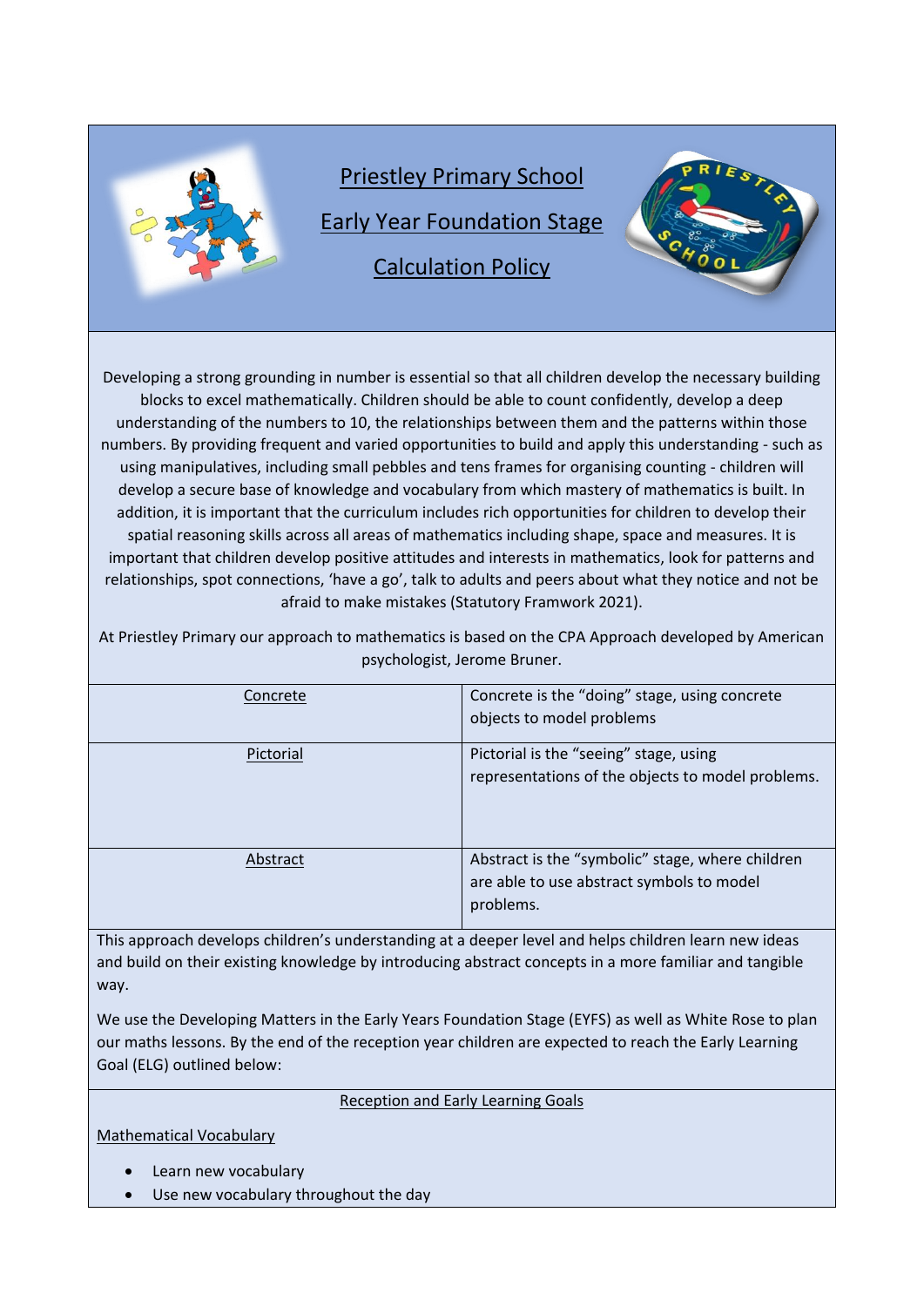# Priestley Primary School

## Early Year Foundation Stage

## Calculation Policy

Developing a strong grounding in number is essential so that all children develop the necessary building blocks to excel mathematically. Children should be able to count confidently, develop a deep understanding of the numbers to 10, the relationships between them and the patterns within those numbers. By providing frequent and varied opportunities to build and apply this understanding - such as using manipulatives, including small pebbles and tens frames for organising counting - children will develop a secure base of knowledge and vocabulary from which mastery of mathematics is built. In addition, it is important that the curriculum includes rich opportunities for children to develop their spatial reasoning skills across all areas of mathematics including shape, space and measures. It is important that children develop positive attitudes and interests in mathematics, look for patterns and relationships, spot connections, 'have a go', talk to adults and peers about what they notice and not be afraid to make mistakes (Statutory Framwork 2021).

At Priestley Primary our approach to mathematics is based on the CPA Approach developed by American psychologist, Jerome Bruner.

| | |
|---|---|
| Concrete | Concrete is the "doing" stage, using concrete objects to model problems |
| Pictorial | Pictorial is the "seeing" stage, using representations of the objects to model problems. |
| Abstract | Abstract is the "symbolic" stage, where children are able to use abstract symbols to model problems. |

This approach develops children's understanding at a deeper level and helps children learn new ideas and build on their existing knowledge by introducing abstract concepts in a more familiar and tangible way.

We use the Developing Matters in the Early Years Foundation Stage (EYFS) as well as White Rose to plan our maths lessons. By the end of the reception year children are expected to reach the Early Learning Goal (ELG) outlined below:

### Reception and Early Learning Goals

**Mathematical Vocabulary**

- Learn new vocabulary
- Use new vocabulary throughout the day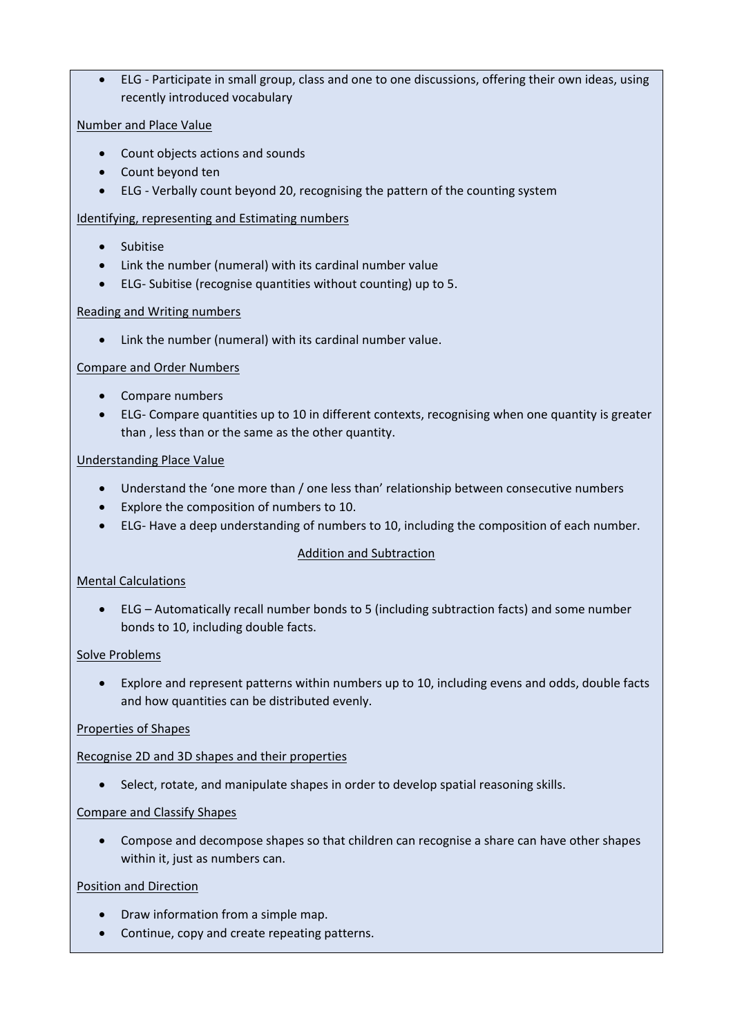- ELG - Participate in small group, class and one to one discussions, offering their own ideas, using recently introduced vocabulary

Number and Place Value

- Count objects actions and sounds
- Count beyond ten
- ELG - Verbally count beyond 20, recognising the pattern of the counting system

Identifying, representing and Estimating numbers

- Subitise
- Link the number (numeral) with its cardinal number value
- ELG- Subitise (recognise quantities without counting) up to 5.

Reading and Writing numbers

- Link the number (numeral) with its cardinal number value.

Compare and Order Numbers

- Compare numbers
- ELG- Compare quantities up to 10 in different contexts, recognising when one quantity is greater than , less than or the same as the other quantity.

Understanding Place Value

- Understand the 'one more than / one less than' relationship between consecutive numbers
- Explore the composition of numbers to 10.
- ELG- Have a deep understanding of numbers to 10, including the composition of each number.

## Addition and Subtraction

Mental Calculations

- ELG – Automatically recall number bonds to 5 (including subtraction facts) and some number bonds to 10, including double facts.

Solve Problems

- Explore and represent patterns within numbers up to 10, including evens and odds, double facts and how quantities can be distributed evenly.

Properties of Shapes

Recognise 2D and 3D shapes and their properties

- Select, rotate, and manipulate shapes in order to develop spatial reasoning skills.

Compare and Classify Shapes

- Compose and decompose shapes so that children can recognise a share can have other shapes within it, just as numbers can.

Position and Direction

- Draw information from a simple map.
- Continue, copy and create repeating patterns.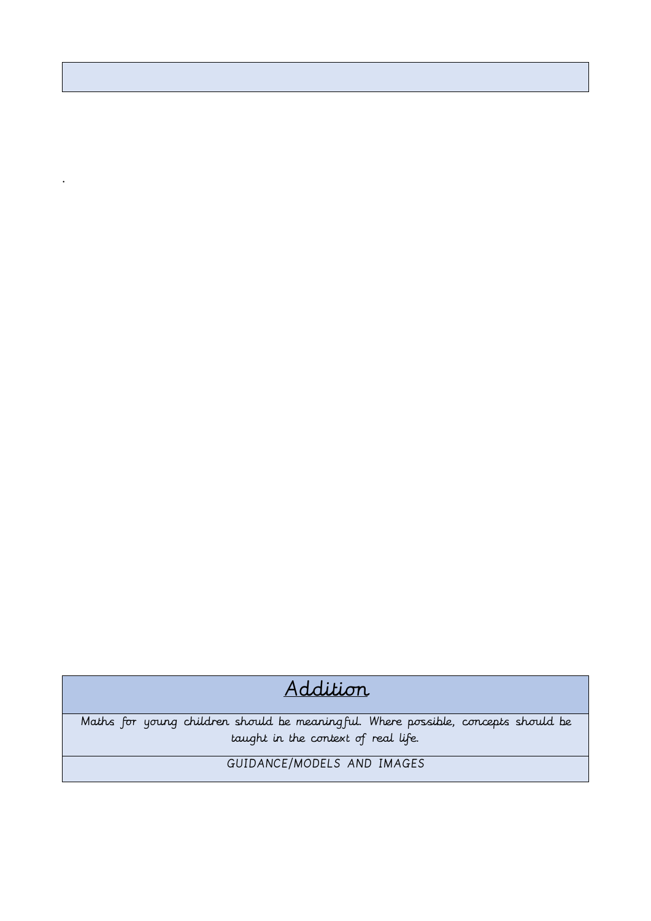# Addition

Maths for young children should be meaningful. Where possible, concepts should be taught in the context of real life.

GUIDANCE/MODELS AND IMAGES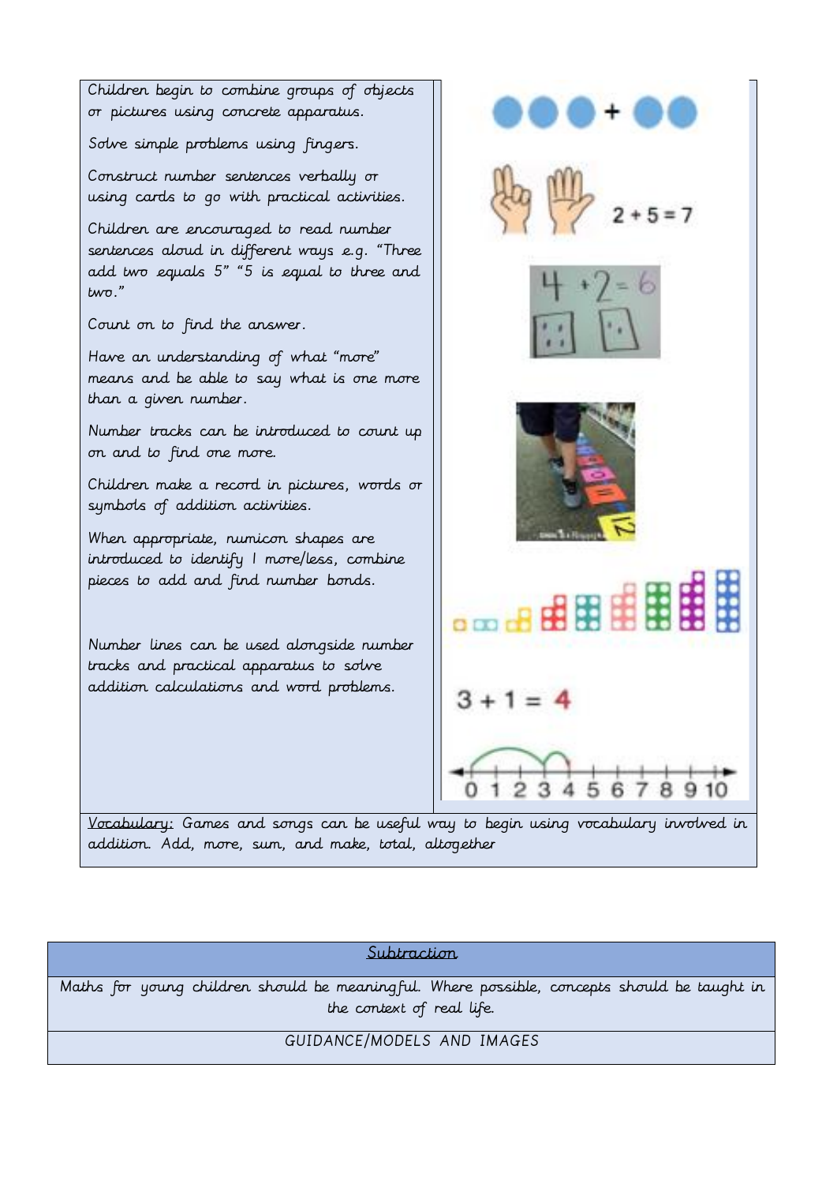Children begin to combine groups of objects or pictures using concrete apparatus.

Solve simple problems using fingers.

Construct number sentences verbally or using cards to go with practical activities.

Children are encouraged to read number sentences aloud in different ways e.g. "Three add two equals 5" "5 is equal to three and two."

Count on to find the answer.

Have an understanding of what "more" means and be able to say what is one more than a given number.

Number tracks can be introduced to count up on and to find one more.

Children make a record in pictures, words or symbols of addition activities.

When appropriate, numicon shapes are introduced to identify 1 more/less, combine pieces to add and find number bonds.

Number lines can be used alongside number tracks and practical apparatus to solve addition calculations and word problems.

$2 + 5 = 7$

$4 + 2 = 6$

$3 + 1 = 4$

0 1 2 3 4 5 6 7 8 9 10

Vocabulary: Games and songs can be useful way to begin using vocabulary involved in addition. Add, more, sum, and make, total, altogether

## Subtraction

Maths for young children should be meaningful. Where possible, concepts should be taught in the context of real life.

GUIDANCE/MODELS AND IMAGES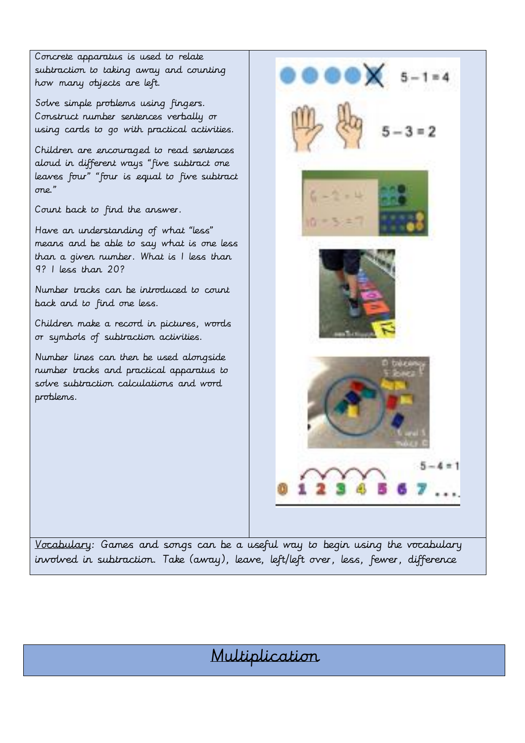Concrete apparatus is used to relate subtraction to taking away and counting how many objects are left.

Solve simple problems using fingers. Construct number sentences verbally or using cards to go with practical activities.

Children are encouraged to read sentences aloud in different ways "five subtract one leaves four" "four is equal to five subtract one."

Count back to find the answer.

Have an understanding of what "less" means and be able to say what is one less than a given number. What is 1 less than 9? 1 less than 20?

Number tracks can be introduced to count back and to find one less.

Children make a record in pictures, words or symbols of subtraction activities.

Number lines can then be used alongside number tracks and practical apparatus to solve subtraction calculations and word problems.

$5 - 1 = 4$

$5 - 3 = 2$

$6 - 2 = 4$

$10 - 3 = 7$

$5 - 4 = 1$

0 1 2 3 4 5 6 7 ...

Vocabulary: Games and songs can be a useful way to begin using the vocabulary involved in subtraction. Take (away), leave, left/left over, less, fewer, difference

# Multiplication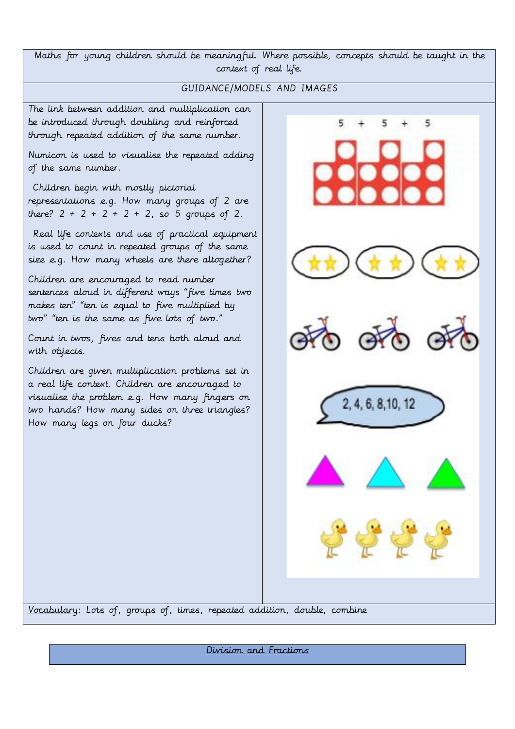Maths for young children should be meaningful. Where possible, concepts should be taught in the context of real life.

GUIDANCE/MODELS AND IMAGES

The link between addition and multiplication can be introduced through doubling and reinforced through repeated addition of the same number.

Numicon is used to visualise the repeated adding of the same number.

Children begin with mostly pictorial representations e.g. How many groups of 2 are there? 2 + 2 + 2 + 2 + 2, so 5 groups of 2.

Real life contexts and use of practical equipment is used to count in repeated groups of the same size e.g. How many wheels are there altogether?

Children are encouraged to read number sentences aloud in different ways "five times two makes ten" "ten is equal to five multiplied by two" "ten is the same as five lots of two."

Count in twos, fives and tens both aloud and with objects.

Children are given multiplication problems set in a real life context. Children are encouraged to visualise the problem e.g. How many fingers on two hands? How many sides on three triangles? How many legs on four ducks?

5 + 5 + 5

2, 4, 6, 8, 10, 12

Vocabulary: Lots of, groups of, times, repeated addition, double, combine

## Division and Fractions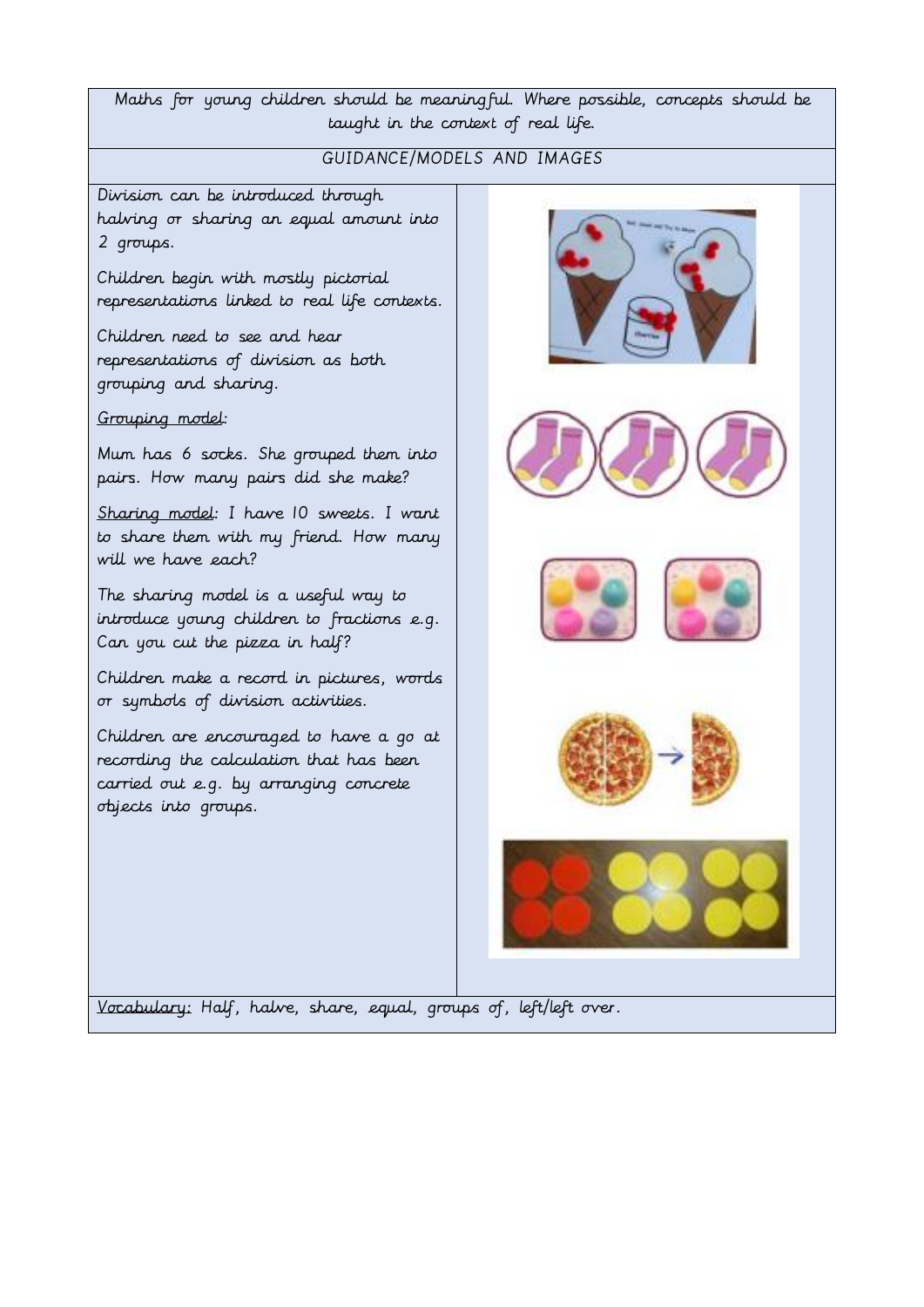Maths for young children should be meaningful. Where possible, concepts should be taught in the context of real life.

GUIDANCE/MODELS AND IMAGES

Division can be introduced through halving or sharing an equal amount into 2 groups.

Children begin with mostly pictorial representations linked to real life contexts.

Children need to see and hear representations of division as both grouping and sharing.

Grouping model:

Mum has 6 socks. She grouped them into pairs. How many pairs did she make?

Sharing model: I have 10 sweets. I want to share them with my friend. How many will we have each?

The sharing model is a useful way to introduce young children to fractions e.g. Can you cut the pizza in half?

Children make a record in pictures, words or symbols of division activities.

Children are encouraged to have a go at recording the calculation that has been carried out e.g. by arranging concrete objects into groups.

Vocabulary: Half, halve, share, equal, groups of, left/left over.